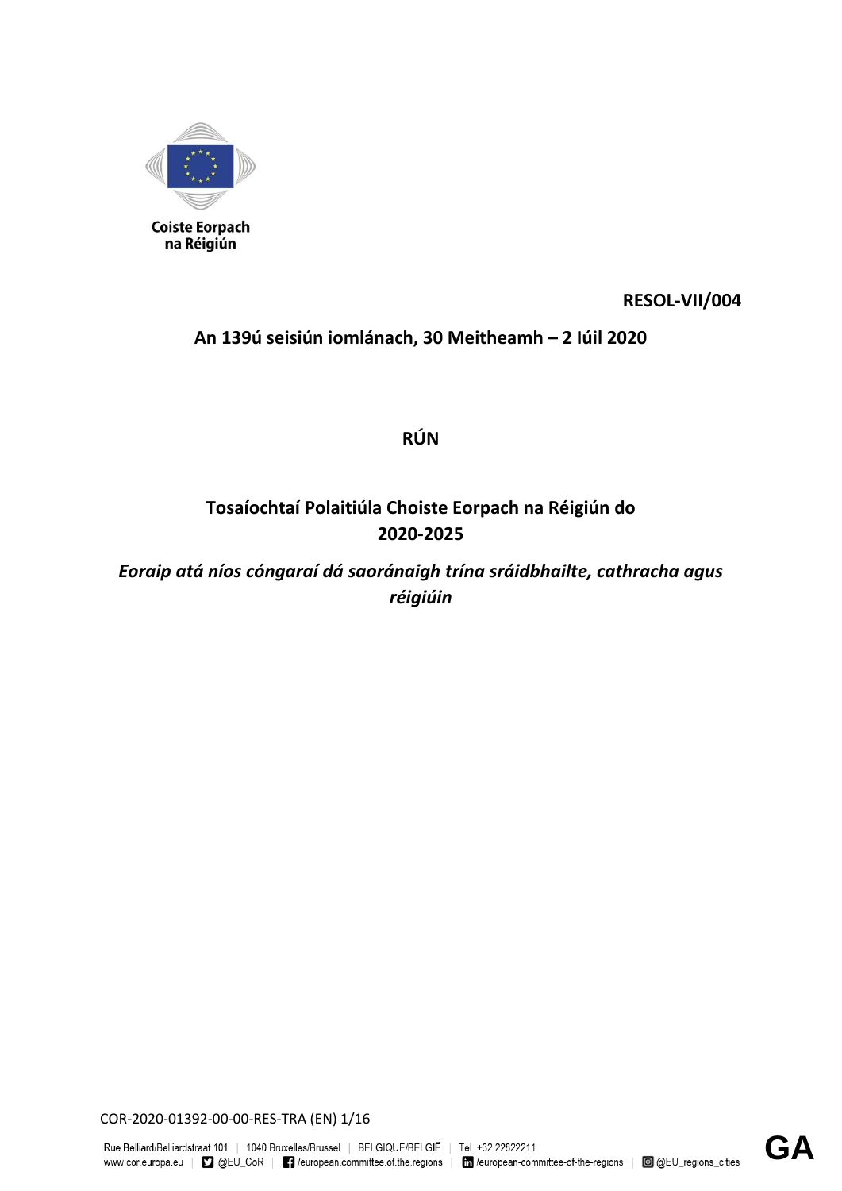Coiste Eorpach na Réigiún

**RESOL-VII/004**

**An 139ú seisiún iomlánach, 30 Meitheamh – 2 Iúil 2020**

# RÚN

## Tosaíochtaí Polaitiúla Choiste Eorpach na Réigiún do 2020-2025

***Eoraip atá níos cóngaraí dá saoránaigh trína sráidbhailte, cathracha agus réigiúin***

COR-2020-01392-00-00-RES-TRA (EN)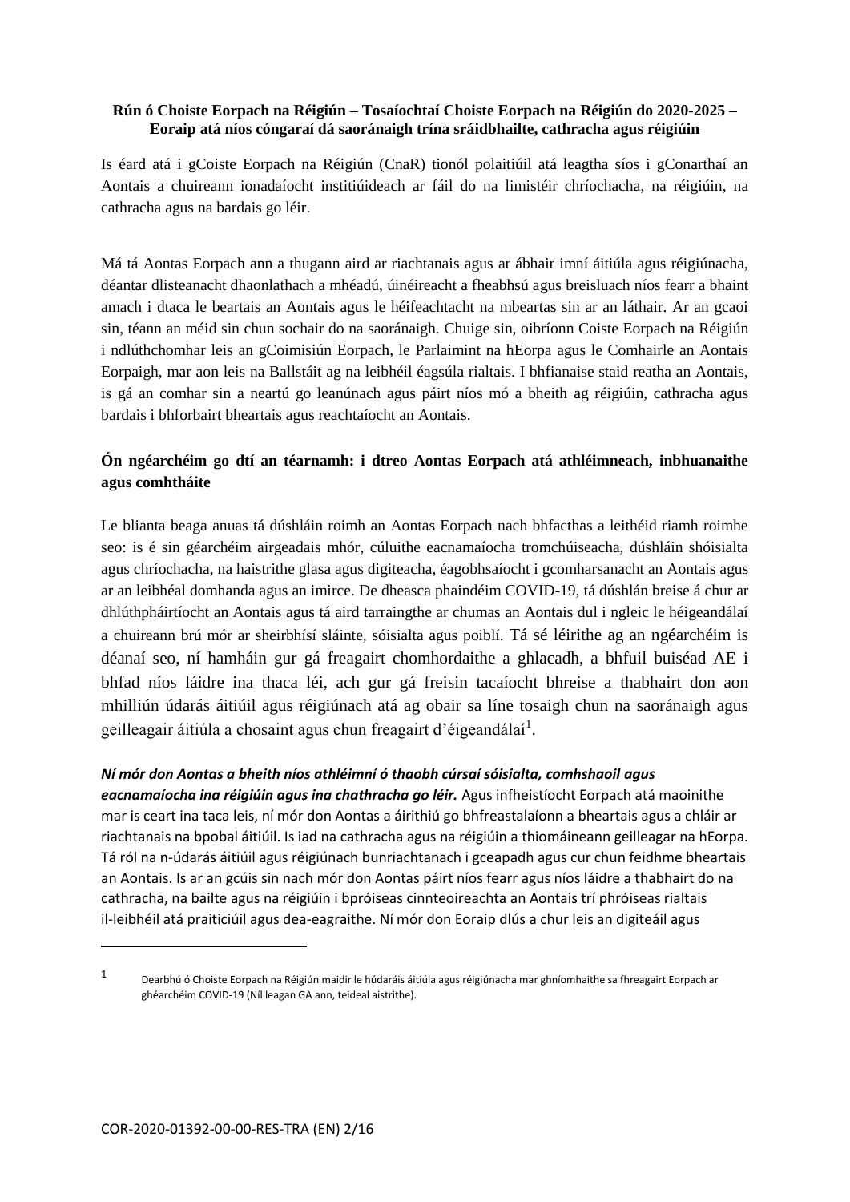**Rún ó Choiste Eorpach na Réigiún – Tosaíochtaí Choiste Eorpach na Réigiún do 2020-2025 – Eoraip atá níos cóngaraí dá saoránaigh trína sráidbhailte, cathracha agus réigiúin**

Is éard atá i gCoiste Eorpach na Réigiún (CnaR) tionól polaitiúil atá leagtha síos i gConarthaí an Aontais a chuireann ionadaíocht institiúideach ar fáil do na limistéir chríochacha, na réigiúin, na cathracha agus na bardais go léir.

Má tá Aontas Eorpach ann a thugann aird ar riachtanais agus ar ábhair imní áitiúla agus réigiúnacha, déantar dlisteanacht dhaonlathach a mhéadú, úinéireacht a fheabhsú agus breisluach níos fearr a bhaint amach i dtaca le beartais an Aontais agus le héifeachtacht na mbeartas sin ar an láthair. Ar an gcaoi sin, téann an méid sin chun sochair do na saoránaigh. Chuige sin, oibríonn Coiste Eorpach na Réigiún i ndlúthchomhar leis an gCoimisiún Eorpach, le Parlaimint na hEorpa agus le Comhairle an Aontais Eorpaigh, mar aon leis na Ballstáit ag na leibhéil éagsúla rialtais. I bhfianaise staid reatha an Aontais, is gá an comhar sin a neartú go leanúnach agus páirt níos mó a bheith ag réigiúin, cathracha agus bardais i bhforbairt bheartais agus reachtaíocht an Aontais.

**Ón ngéarchéim go dtí an téarnamh: i dtreo Aontas Eorpach atá athléimneach, inbhuanaithe agus comhtháite**

Le blianta beaga anuas tá dúshláin roimh an Aontas Eorpach nach bhfacthas a leithéid riamh roimhe seo: is é sin géarchéim airgeadais mhór, cúluithe eacnamaíocha tromchúiseacha, dúshláin shóisialta agus chríochacha, na haistrithe glasa agus digiteacha, éagobhsaíocht i gcomharsanacht an Aontais agus ar an leibhéal domhanda agus an imirce. De dheasca phaindéim COVID-19, tá dúshlán breise á chur ar dhlúthpháirtíocht an Aontais agus tá aird tarraingthe ar chumas an Aontais dul i ngleic le héigeandálaí a chuireann brú mór ar sheirbhísí sláinte, sóisialta agus poiblí. Tá sé léirithe ag an ngéarchéim is déanaí seo, ní hamháin gur gá freagairt chomhordaithe a ghlacadh, a bhfuil buiséad AE i bhfad níos láidre ina thaca léi, ach gur gá freisin tacaíocht bhreise a thabhairt don aon mhilliún údarás áitiúil agus réigiúnach atá ag obair sa líne tosaigh chun na saoránaigh agus geilleagair áitiúla a chosaint agus chun freagairt d'éigeandálaí[1].

***Ní mór don Aontas a bheith níos athléimní ó thaobh cúrsaí sóisialta, comhshaoil agus eacnamaíocha ina réigiúin agus ina chathracha go léir.*** Agus infheistíocht Eorpach atá maoinithe mar is ceart ina taca leis, ní mór don Aontas a áirithiú go bhfreastalaíonn a bheartais agus a chláir ar riachtanais na bpobal áitiúil. Is iad na cathracha agus na réigiúin a thiomáineann geilleagar na hEorpa. Tá ról na n-údarás áitiúil agus réigiúnach bunriachtanach i gceapadh agus cur chun feidhme bheartais an Aontais. Is ar an gcúis sin nach mór don Aontas páirt níos fearr agus níos láidre a thabhairt do na cathracha, na bailte agus na réigiúin i bpróiseas cinnteoireachta an Aontais trí phróiseas rialtais il-leibhéil atá praiticiúil agus dea-eagraithe. Ní mór don Eoraip dlús a chur leis an digiteáil agus

[1] Dearbhú ó Choiste Eorpach na Réigiún maidir le húdaráis áitiúla agus réigiúnacha mar ghníomhaithe sa fhreagairt Eorpach ar ghéarchéim COVID-19 (Níl leagan GA ann, teideal aistrithe).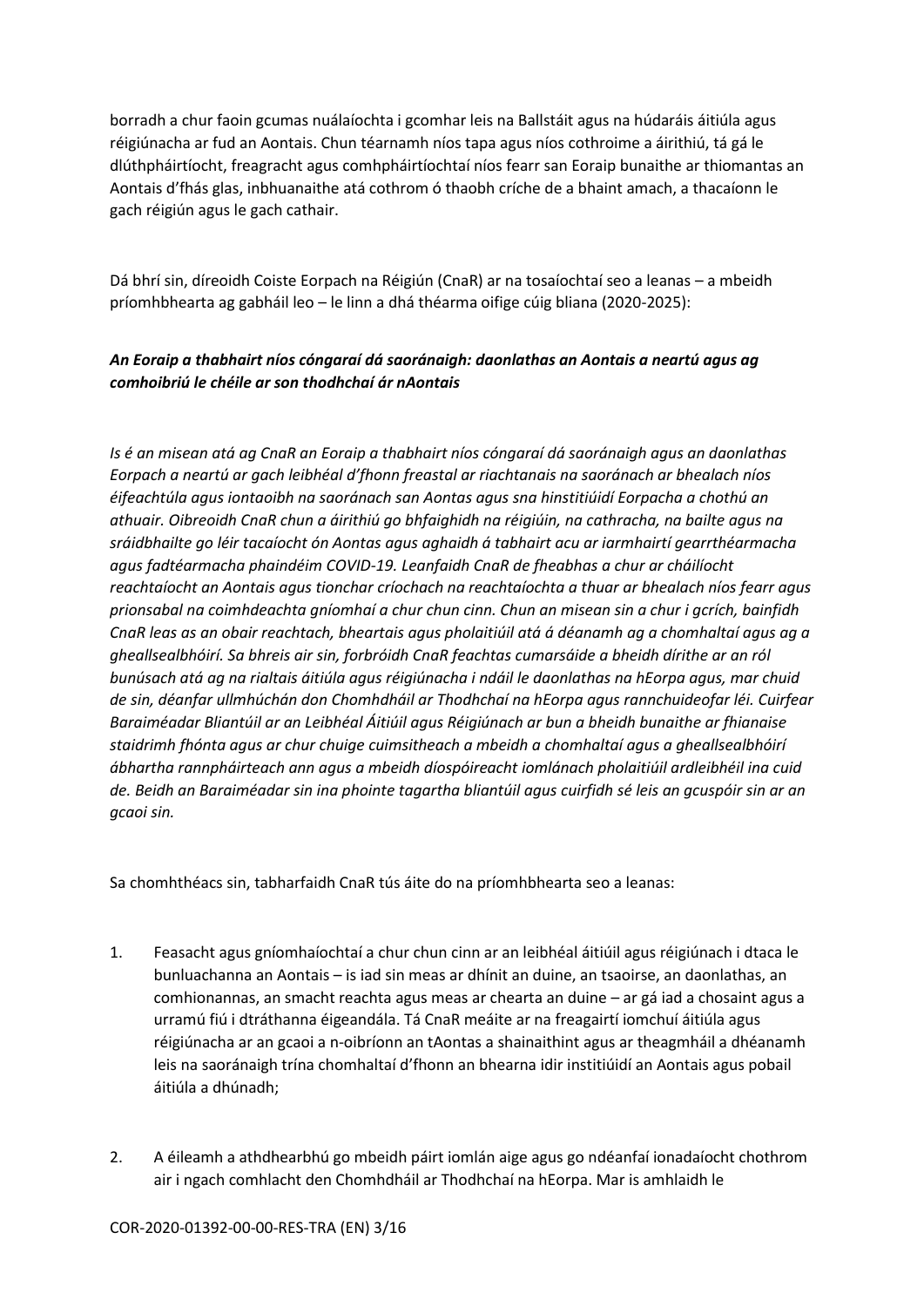borradh a chur faoin gcumas nuálaíochta i gcomhar leis na Ballstáit agus na húdaráis áitiúla agus réigiúnacha ar fud an Aontais. Chun téarnamh níos tapa agus níos cothroime a áirithiú, tá gá le dlúthpháirtíocht, freagracht agus comhpháirtíochtaí níos fearr san Eoraip bunaithe ar thiomantas an Aontais d'fhás glas, inbhuanaithe atá cothrom ó thaobh críche de a bhaint amach, a thacaíonn le gach réigiún agus le gach cathair.

Dá bhrí sin, díreoidh Coiste Eorpach na Réigiún (CnaR) ar na tosaíochtaí seo a leanas – a mbeidh príomhbhearta ag gabháil leo – le linn a dhá théarma oifige cúig bliana (2020-2025):

***An Eoraip a thabhairt níos cóngaraí dá saoránaigh: daonlathas an Aontais a neartú agus ag comhoibriú le chéile ar son thodhchaí ár nAontais***

*Is é an misean atá ag CnaR an Eoraip a thabhairt níos cóngaraí dá saoránaigh agus an daonlathas Eorpach a neartú ar gach leibhéal d'fhonn freastal ar riachtanais na saoránach ar bhealach níos éifeachtúla agus iontaoibh na saoránach san Aontas agus sna hinstitiúidí Eorpacha a chothú an athuair. Oibreoidh CnaR chun a áirithiú go bhfaighidh na réigiúin, na cathracha, na bailte agus na sráidbhailte go léir tacaíocht ón Aontas agus aghaidh á tabhairt acu ar iarmhairtí gearrthéarmacha agus fadtéarmacha phaindéim COVID-19. Leanfaidh CnaR de fheabhas a chur ar cháilíocht reachtaíocht an Aontais agus tionchar críochach na reachtaíochta a thuar ar bhealach níos fearr agus prionsabal na coimhdeachta gníomhaí a chur chun cinn. Chun an misean sin a chur i gcrích, bainfidh CnaR leas as an obair reachtach, bheartais agus pholaitiúil atá á déanamh ag a chomhaltaí agus ag a gheallsealbhóirí. Sa bhreis air sin, forbróidh CnaR feachtas cumarsáide a bheidh dírithe ar an ról bunúsach atá ag na rialtais áitiúla agus réigiúnacha i ndáil le daonlathas na hEorpa agus, mar chuid de sin, déanfar ullmhúchán don Chomhdháil ar Thodhchaí na hEorpa agus rannchuideofar léi. Cuirfear Baraiméadar Bliantúil ar an Leibhéal Áitiúil agus Réigiúnach ar bun a bheidh bunaithe ar fhianaise staidrimh fhónta agus ar chur chuige cuimsitheach a mbeidh a chomhaltaí agus a gheallsealbhóirí ábhartha rannpháirteach ann agus a mbeidh díospóireacht iomlánach pholaitiúil ardleibhéil ina cuid de. Beidh an Baraiméadar sin ina phointe tagartha bliantúil agus cuirfidh sé leis an gcuspóir sin ar an gcaoi sin.*

Sa chomhthéacs sin, tabharfaidh CnaR tús áite do na príomhbhearta seo a leanas:

1. Feasacht agus gníomhaíochtaí a chur chun cinn ar an leibhéal áitiúil agus réigiúnach i dtaca le bunluachanna an Aontais – is iad sin meas ar dhínit an duine, an tsaoirse, an daonlathas, an comhionannas, an smacht reachta agus meas ar chearta an duine – ar gá iad a chosaint agus a urramú fiú i dtráthanna éigeandála. Tá CnaR meáite ar na freagairtí iomchuí áitiúla agus réigiúnacha ar an gcaoi a n-oibríonn an tAontas a shainaithint agus ar theagmháil a dhéanamh leis na saoránaigh trína chomhaltaí d'fhonn an bhearna idir institiúidí an Aontais agus pobail áitiúla a dhúnadh;

2. A éileamh a athdhearbhú go mbeidh páirt iomlán aige agus go ndéanfaí ionadaíocht chothrom air i ngach comhlacht den Chomhdháil ar Thodhchaí na hEorpa. Mar is amhlaidh le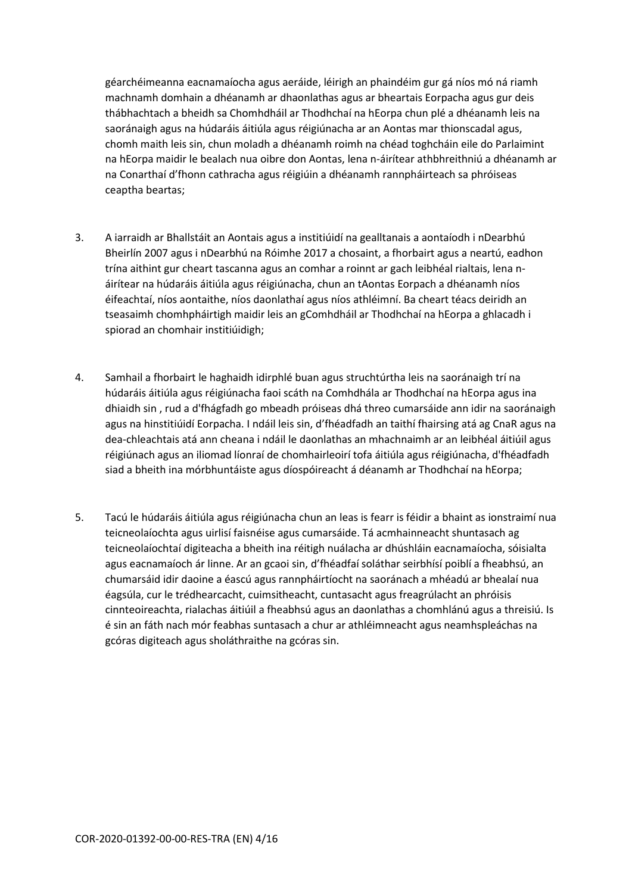géarchéimeanna eacnamaíocha agus aeráide, léirigh an phaindéim gur gá níos mó ná riamh machnamh domhain a dhéanamh ar dhaonlathas agus ar bheartais Eorpacha agus gur deis thábhachtach a bheidh sa Chomhdháil ar Thodhchaí na hEorpa chun plé a dhéanamh leis na saoránaigh agus na húdaráis áitiúla agus réigiúnacha ar an Aontas mar thionscadal agus, chomh maith leis sin, chun moladh a dhéanamh roimh na chéad toghcháin eile do Parlaimint na hEorpa maidir le bealach nua oibre don Aontas, lena n-áirítear athbhreithniú a dhéanamh ar na Conarthaí d'fhonn cathracha agus réigiúin a dhéanamh rannpháirteach sa phróiseas ceaptha beartas;

3. A iarraidh ar Bhallstáit an Aontais agus a institiúidí na gealltanais a aontaíodh i nDearbhú Bheirlín 2007 agus i nDearbhú na Róimhe 2017 a chosaint, a fhorbairt agus a neartú, eadhon trína aithint gur cheart tascanna agus an comhar a roinnt ar gach leibhéal rialtais, lena n-áirítear na húdaráis áitiúla agus réigiúnacha, chun an tAontas Eorpach a dhéanamh níos éifeachtaí, níos aontaithe, níos daonlathaí agus níos athléimní. Ba cheart téacs deiridh an tseasaimh chomhpháirtigh maidir leis an gComhdháil ar Thodhchaí na hEorpa a ghlacadh i spiorad an chomhair institiúidigh;

4. Samhail a fhorbairt le haghaidh idirphlé buan agus struchtúrtha leis na saoránaigh trí na húdaráis áitiúla agus réigiúnacha faoi scáth na Comhdhála ar Thodhchaí na hEorpa agus ina dhiaidh sin , rud a d'fhágfadh go mbeadh próiseas dhá threo cumarsáide ann idir na saoránaigh agus na hinstitiúidí Eorpacha. I ndáil leis sin, d'fhéadfadh an taithí fhairsing atá ag CnaR agus na dea-chleachtais atá ann cheana i ndáil le daonlathas an mhachnaimh ar an leibhéal áitiúil agus réigiúnach agus an iliomad líonraí de chomhairleoirí tofa áitiúla agus réigiúnacha, d'fhéadfadh siad a bheith ina mórbhuntáiste agus díospóireacht á déanamh ar Thodhchaí na hEorpa;

5. Tacú le húdaráis áitiúla agus réigiúnacha chun an leas is fearr is féidir a bhaint as ionstraimí nua teicneolaíochta agus uirlisí faisnéise agus cumarsáide. Tá acmhainneacht shuntasach ag teicneolaíochtaí digiteacha a bheith ina réitigh nuálacha ar dhúshláin eacnamaíocha, sóisialta agus eacnamaíoch ár linne. Ar an gcaoi sin, d'fhéadfaí soláthar seirbhísí poiblí a fheabhsú, an chumarsáid idir daoine a éascú agus rannpháirtíocht na saoránach a mhéadú ar bhealaí nua éagsúla, cur le trédhearcacht, cuimsitheacht, cuntasacht agus freagrúlacht an phróisis cinnteoireachta, rialachas áitiúil a fheabhsú agus an daonlathas a chomhlánú agus a threisiú. Is é sin an fáth nach mór feabhas suntasach a chur ar athléimneacht agus neamhspleáchas na gcóras digiteach agus sholáthraithe na gcóras sin.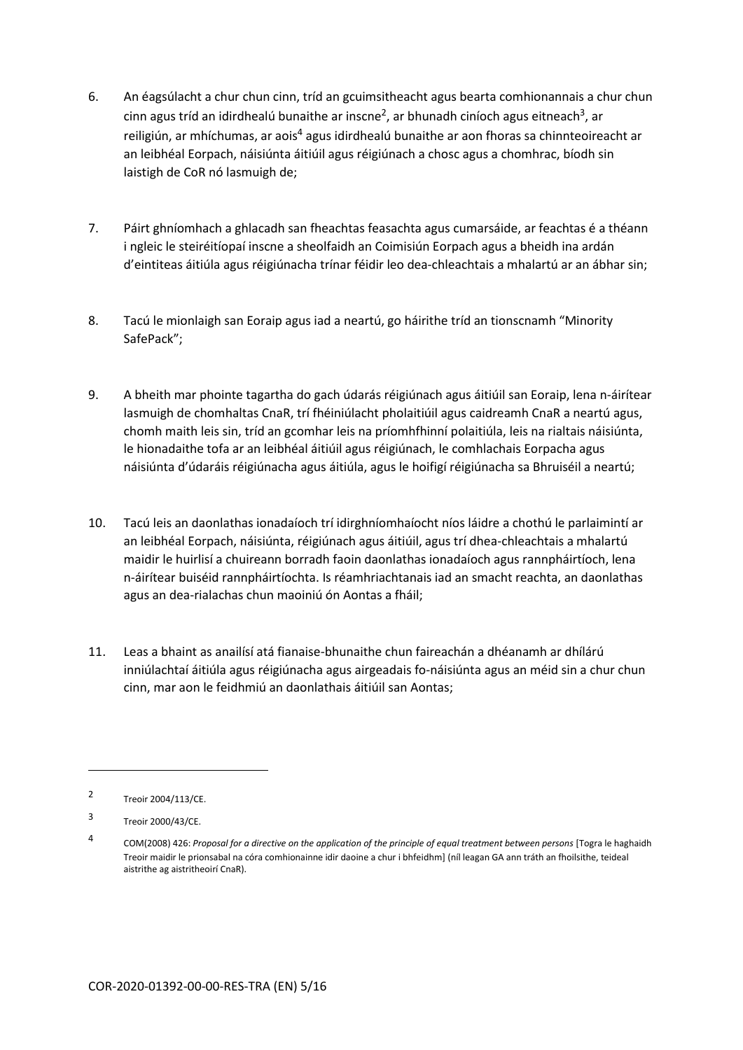6. An éagsúlacht a chur chun cinn, tríd an gcuimsitheacht agus bearta comhionannais a chur chun cinn agus tríd an idirdhealú bunaithe ar inscne[2], ar bhunadh ciníoch agus eitneach[3], ar reiligiún, ar mhíchumas, ar aois[4] agus idirdhealú bunaithe ar aon fhoras sa chinnteoireacht ar an leibhéal Eorpach, náisiúnta áitiúil agus réigiúnach a chosc agus a chomhrac, bíodh sin laistigh de CoR nó lasmuigh de;

7. Páirt ghníomhach a ghlacadh san fheachtas feasachta agus cumarsáide, ar feachtas é a théann i ngleic le steiréitíopaí inscne a sheolfaidh an Coimisiún Eorpach agus a bheidh ina ardán d'eintiteas áitiúla agus réigiúnacha trínar féidir leo dea-chleachtais a mhalartú ar an ábhar sin;

8. Tacú le mionlaigh san Eoraip agus iad a neartú, go háirithe tríd an tionscnamh "Minority SafePack";

9. A bheith mar phointe tagartha do gach údarás réigiúnach agus áitiúil san Eoraip, lena n-áirítear lasmuigh de chomhaltas CnaR, trí fhéiniúlacht pholaitiúil agus caidreamh CnaR a neartú agus, chomh maith leis sin, tríd an gcomhar leis na príomhfhinní polaitiúla, leis na rialtais náisiúnta, le hionadaithe tofa ar an leibhéal áitiúil agus réigiúnach, le comhlachais Eorpacha agus náisiúnta d'údaráis réigiúnacha agus áitiúla, agus le hoifigí réigiúnacha sa Bhruiséil a neartú;

10. Tacú leis an daonlathas ionadaíoch trí idirghníomhaíocht níos láidre a chothú le parlaimintí ar an leibhéal Eorpach, náisiúnta, réigiúnach agus áitiúil, agus trí dhea-chleachtais a mhalartú maidir le huirlisí a chuireann borradh faoin daonlathas ionadaíoch agus rannpháirtíoch, lena n-áirítear buiséid rannpháirtíochta. Is réamhriachtanais iad an smacht reachta, an daonlathas agus an dea-rialachas chun maoiniú ón Aontas a fháil;

11. Leas a bhaint as anailísí atá fianaise-bhunaithe chun faireachán a dhéanamh ar dhílárú inniúlachtaí áitiúla agus réigiúnacha agus airgeadais fo-náisiúnta agus an méid sin a chur chun cinn, mar aon le feidhmiú an daonlathais áitiúil san Aontas;

---

[2] Treoir 2004/113/CE.

[3] Treoir 2000/43/CE.

[4] COM(2008) 426: *Proposal for a directive on the application of the principle of equal treatment between persons* [Togra le haghaidh Treoir maidir le prionsabal na córa comhionainne idir daoine a chur i bhfeidhm] (níl leagan GA ann tráth an fhoilsithe, teideal aistrithe ag aistritheoirí CnaR).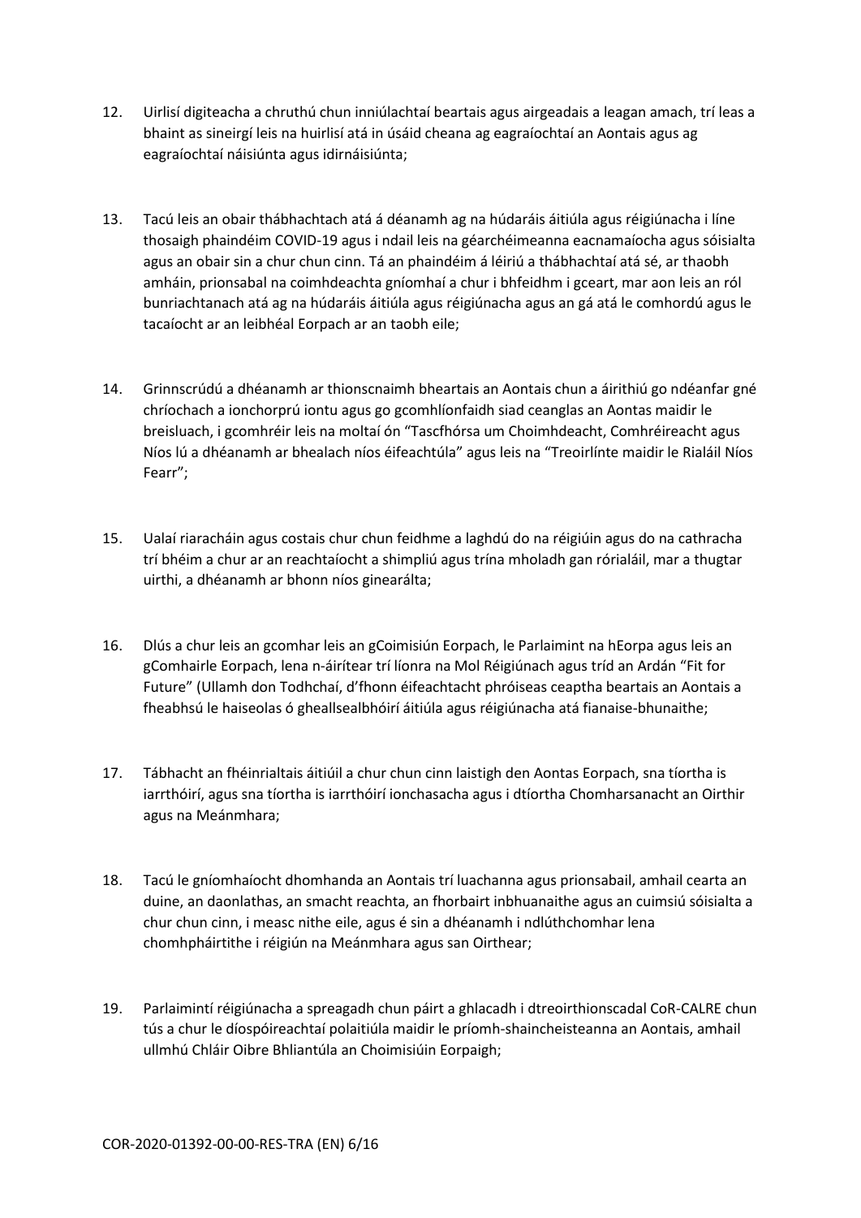12. Uirlisí digiteacha a chruthú chun inniúlachtaí beartais agus airgeadais a leagan amach, trí leas a bhaint as sineirgí leis na huirlisí atá in úsáid cheana ag eagraíochtaí an Aontais agus ag eagraíochtaí náisiúnta agus idirnáisiúnta;

13. Tacú leis an obair thábhachtach atá á déanamh ag na húdaráis áitiúla agus réigiúnacha i líne thosaigh phaindéim COVID-19 agus i ndail leis na géarchéimeanna eacnamaíocha agus sóisialta agus an obair sin a chur chun cinn. Tá an phaindéim á léiriú a thábhachtaí atá sé, ar thaobh amháin, prionsabal na coimhdeachta gníomhaí a chur i bhfeidhm i gceart, mar aon leis an ról bunriachtanach atá ag na húdaráis áitiúla agus réigiúnacha agus an gá atá le comhordú agus le tacaíocht ar an leibhéal Eorpach ar an taobh eile;

14. Grinnscrúdú a dhéanamh ar thionscnaimh bheartais an Aontais chun a áirithiú go ndéanfar gné chríochach a ionchorprú iontu agus go gcomhlíonfaidh siad ceanglas an Aontas maidir le breisluach, i gcomhréir leis na moltaí ón "Tascfhórsa um Choimhdeacht, Comhréireacht agus Níos lú a dhéanamh ar bhealach níos éifeachtúla" agus leis na "Treoirlínte maidir le Rialáil Níos Fearr";

15. Ualaí riaracháin agus costais chur chun feidhme a laghdú do na réigiúin agus do na cathracha trí bhéim a chur ar an reachtaíocht a shimpliú agus trína mholadh gan rórialáil, mar a thugtar uirthi, a dhéanamh ar bhonn níos ginearálta;

16. Dlús a chur leis an gcomhar leis an gCoimisiún Eorpach, le Parlaimint na hEorpa agus leis an gComhairle Eorpach, lena n-áirítear trí líonra na Mol Réigiúnach agus tríd an Ardán "Fit for Future" (Ullamh don Todhchaí, d'fhonn éifeachtacht phróiseas ceaptha beartais an Aontais a fheabhsú le haiseolas ó gheallsealbhóirí áitiúla agus réigiúnacha atá fianaise-bhunaithe;

17. Tábhacht an fhéinrialtais áitiúil a chur chun cinn laistigh den Aontas Eorpach, sna tíortha is iarrthóirí, agus sna tíortha is iarrthóirí ionchasacha agus i dtíortha Chomharsanacht an Oirthir agus na Meánmhara;

18. Tacú le gníomhaíocht dhomhanda an Aontais trí luachanna agus prionsabail, amhail cearta an duine, an daonlathas, an smacht reachta, an fhorbairt inbhuanaithe agus an cuimsiú sóisialta a chur chun cinn, i measc nithe eile, agus é sin a dhéanamh i ndlúthchomhar lena chomhpháirtithe i réigiún na Meánmhara agus san Oirthear;

19. Parlaimintí réigiúnacha a spreagadh chun páirt a ghlacadh i dtreoirthionscadal CoR-CALRE chun tús a chur le díospóireachtaí polaitiúla maidir le príomh-shaincheisteanna an Aontais, amhail ullmhú Chláir Oibre Bhliantúla an Choimisiúin Eorpaigh;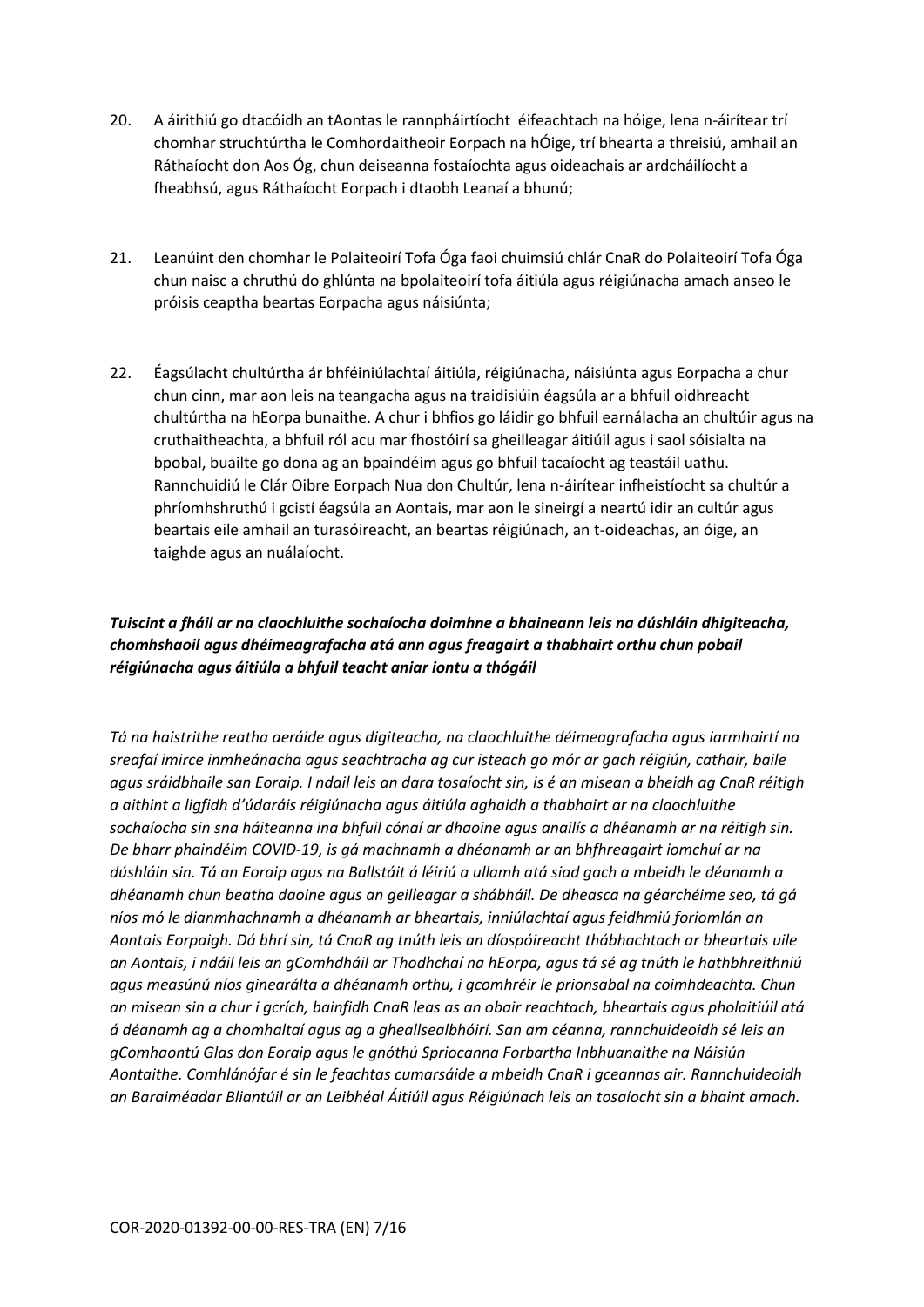20. A áirithiú go dtacóidh an tAontas le rannpháirtíocht éifeachtach na hóige, lena n-áirítear trí chomhar struchtúrtha le Comhordaitheoir Eorpach na hÓige, trí bhearta a threisiú, amhail an Ráthaíocht don Aos Óg, chun deiseanna fostaíochta agus oideachais ar ardcháilíocht a fheabhsú, agus Ráthaíocht Eorpach i dtaobh Leanaí a bhunú;

21. Leanúint den chomhar le Polaiteoirí Tofa Óga faoi chuimsiú chlár CnaR do Polaiteoirí Tofa Óga chun naisc a chruthú do ghlúnta na bpolaiteoirí tofa áitiúla agus réigiúnacha amach anseo le próisis ceaptha beartas Eorpacha agus náisiúnta;

22. Éagsúlacht chultúrtha ár bhféiniúlachtaí áitiúla, réigiúnacha, náisiúnta agus Eorpacha a chur chun cinn, mar aon leis na teangacha agus na traidisiúin éagsúla ar a bhfuil oidhreacht chultúrtha na hEorpa bunaithe. A chur i bhfios go láidir go bhfuil earnálacha an chultúir agus na cruthaitheachta, a bhfuil ról acu mar fhostóirí sa gheilleagar áitiúil agus i saol sóisialta na bpobal, buailte go dona ag an bpaindéim agus go bhfuil tacaíocht ag teastáil uathu. Rannchuidiú le Clár Oibre Eorpach Nua don Chultúr, lena n-áirítear infheistíocht sa chultúr a phríomhshruthú i gcistí éagsúla an Aontais, mar aon le sineirgí a neartú idir an cultúr agus beartais eile amhail an turasóireacht, an beartas réigiúnach, an t-oideachas, an óige, an taighde agus an nuálaíocht.

***Tuiscint a fháil ar na claochluithe sochaíocha doimhne a bhaineann leis na dúshláin dhigiteacha, chomhshaoil agus dhéimeagrafacha atá ann agus freagairt a thabhairt orthu chun pobail réigiúnacha agus áitiúla a bhfuil teacht aniar iontu a thógáil***

*Tá na haistrithe reatha aeráide agus digiteacha, na claochluithe déimeagrafacha agus iarmhairtí na sreafaí imirce inmheánacha agus seachtracha ag cur isteach go mór ar gach réigiún, cathair, baile agus sráidbhaile san Eoraip. I ndail leis an dara tosaíocht sin, is é an misean a bheidh ag CnaR réitigh a aithint a ligfidh d'údaráis réigiúnacha agus áitiúla aghaidh a thabhairt ar na claochluithe sochaíocha sin sna háiteanna ina bhfuil cónaí ar dhaoine agus anailís a dhéanamh ar na réitigh sin. De bharr phaindéim COVID-19, is gá machnamh a dhéanamh ar an bhfhreagairt iomchuí ar na dúshláin sin. Tá an Eoraip agus na Ballstáit á léiriú a ullamh atá siad gach a mbeidh le déanamh a dhéanamh chun beatha daoine agus an geilleagar a shábháil. De dheasca na géarchéime seo, tá gá níos mó le dianmhachnamh a dhéanamh ar bheartais, inniúlachtaí agus feidhmiú foriomlán an Aontais Eorpaigh. Dá bhrí sin, tá CnaR ag tnúth leis an díospóireacht thábhachtach ar bheartais uile an Aontais, i ndáil leis an gComhdháil ar Thodhchaí na hEorpa, agus tá sé ag tnúth le hathbhreithniú agus measúnú níos ginearálta a dhéanamh orthu, i gcomhréir le prionsabal na coimhdeachta. Chun an misean sin a chur i gcrích, bainfidh CnaR leas as an obair reachtach, bheartais agus pholaitiúil atá á déanamh ag a chomhaltaí agus ag a gheallsealbhóirí. San am céanna, rannchuideoidh sé leis an gComhaontú Glas don Eoraip agus le gnóthú Spriocanna Forbartha Inbhuanaithe na Náisiún Aontaithe. Comhlánófar é sin le feachtas cumarsáide a mbeidh CnaR i gceannas air. Rannchuideoidh an Baraiméadar Bliantúil ar an Leibhéal Áitiúil agus Réigiúnach leis an tosaíocht sin a bhaint amach.*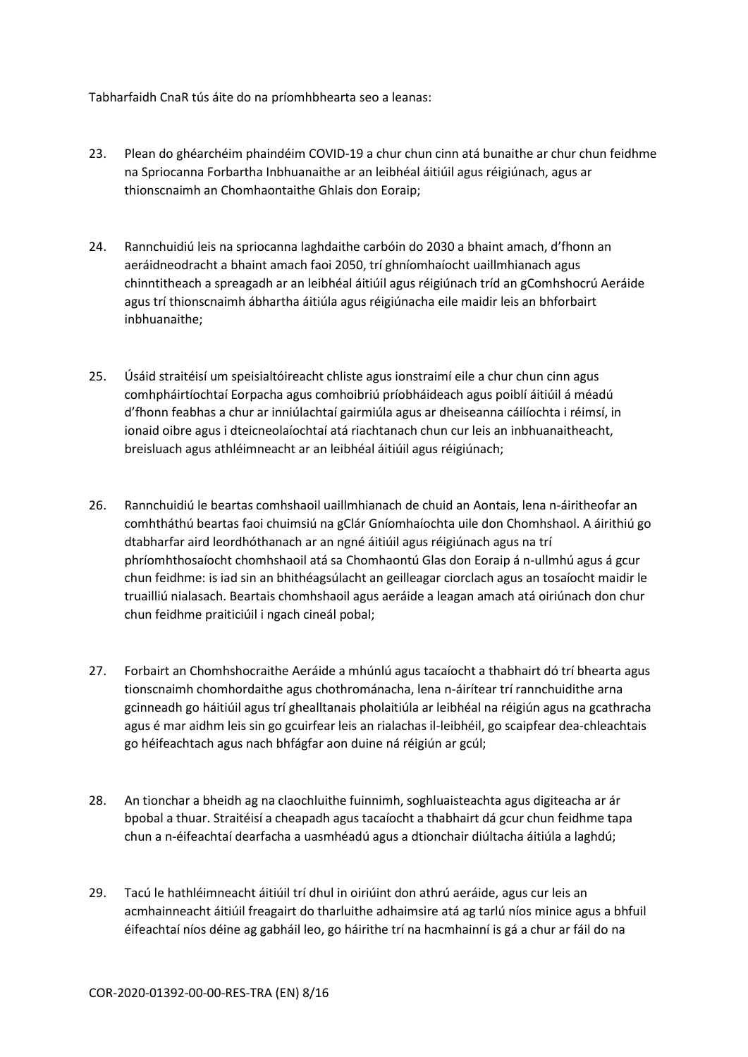Tabharfaidh CnaR tús áite do na príomhbhearta seo a leanas:

23. Plean do ghéarchéim phaindéim COVID-19 a chur chun cinn atá bunaithe ar chur chun feidhme na Spriocanna Forbartha Inbhuanaithe ar an leibhéal áitiúil agus réigiúnach, agus ar thionscnaimh an Chomhaontaithe Ghlais don Eoraip;

24. Rannchuidiú leis na spriocanna laghdaithe carbóin do 2030 a bhaint amach, d'fhonn an aeráidneodracht a bhaint amach faoi 2050, trí ghníomhaíocht uaillmhianach agus chinntitheach a spreagadh ar an leibhéal áitiúil agus réigiúnach tríd an gComhshocrú Aeráide agus trí thionscnaimh ábhartha áitiúla agus réigiúnacha eile maidir leis an bhforbairt inbhuanaithe;

25. Úsáid straitéisí um speisialtóireacht chliste agus ionstraimí eile a chur chun cinn agus comhpháirtíochtaí Eorpacha agus comhoibriú príobháideach agus poiblí áitiúil á méadú d'fhonn feabhas a chur ar inniúlachtaí gairmiúla agus ar dheiseanna cáilíochta i réimsí, in ionaid oibre agus i dteicneolaíochtaí atá riachtanach chun cur leis an inbhuanaitheacht, breisluach agus athléimneacht ar an leibhéal áitiúil agus réigiúnach;

26. Rannchuidiú le beartas comhshaoil uaillmhianach de chuid an Aontais, lena n-áiritheofar an comhtháthú beartas faoi chuimsiú na gClár Gníomhaíochta uile don Chomhshaol. A áirithiú go dtabharfar aird leordhóthanach ar an ngné áitiúil agus réigiúnach agus na trí phríomhthosaíocht chomhshaoil atá sa Chomhaontú Glas don Eoraip á n-ullmhú agus á gcur chun feidhme: is iad sin an bhithéagsúlacht an geilleagar ciorclach agus an tosaíocht maidir le truailliú nialasach. Beartais chomhshaoil agus aeráide a leagan amach atá oiriúnach don chur chun feidhme praiticiúil i ngach cineál pobal;

27. Forbairt an Chomhshocraithe Aeráide a mhúnlú agus tacaíocht a thabhairt dó trí bhearta agus tionscnaimh chomhordaithe agus chothrománacha, lena n-áirítear trí rannchuidithe arna gcinneadh go háitiúil agus trí ghealltanais pholaitiúla ar leibhéal na réigiún agus na gcathracha agus é mar aidhm leis sin go gcuirfear leis an rialachas il-leibhéil, go scaipfear dea-chleachtais go héifeachtach agus nach bhfágfar aon duine ná réigiún ar gcúl;

28. An tionchar a bheidh ag na claochluithe fuinnimh, soghluaisteachta agus digiteacha ar ár bpobal a thuar. Straitéisí a cheapadh agus tacaíocht a thabhairt dá gcur chun feidhme tapa chun a n-éifeachtaí dearfacha a uasmhéadú agus a dtionchair diúltacha áitiúla a laghdú;

29. Tacú le hathléimneacht áitiúil trí dhul in oiriúint don athrú aeráide, agus cur leis an acmhainneacht áitiúil freagairt do tharluithe adhaimsire atá ag tarlú níos minice agus a bhfuil éifeachtaí níos déine ag gabháil leo, go háirithe trí na hacmhainní is gá a chur ar fáil do na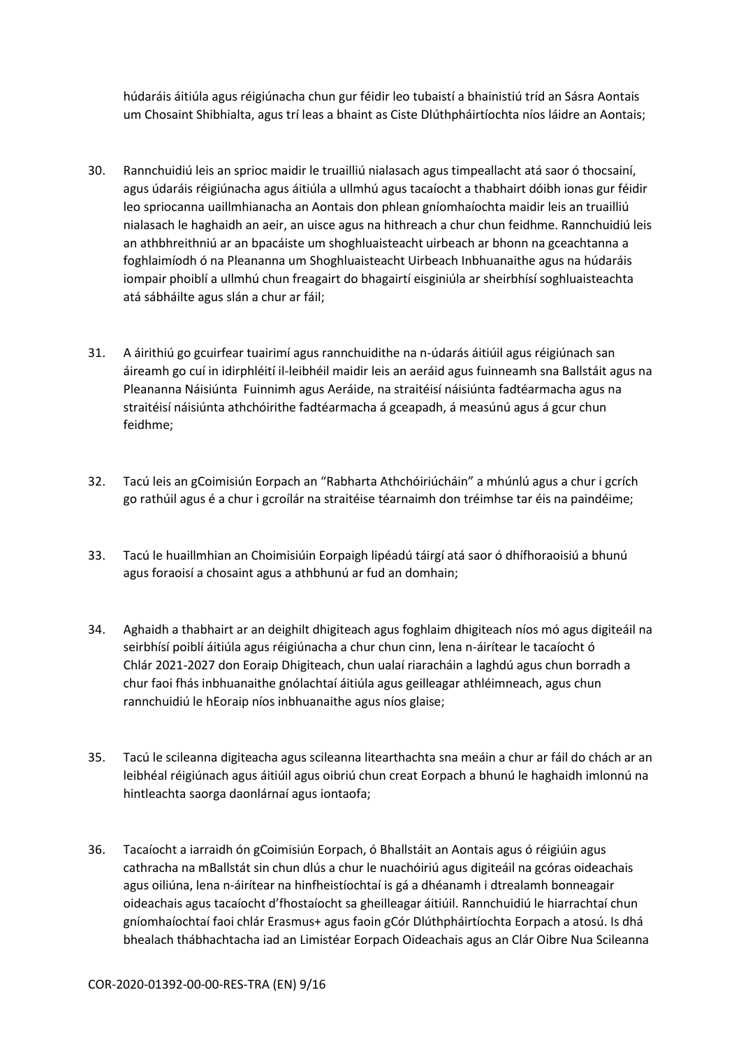húdaráis áitiúla agus réigiúnacha chun gur féidir leo tubaistí a bhainistiú tríd an Sásra Aontais um Chosaint Shibhialta, agus trí leas a bhaint as Ciste Dlúthpháirtíochta níos láidre an Aontais;

30. Rannchuidiú leis an sprioc maidir le truailliú nialasach agus timpeallacht atá saor ó thocsainí, agus údaráis réigiúnacha agus áitiúla a ullmhú agus tacaíocht a thabhairt dóibh ionas gur féidir leo spriocanna uaillmhianacha an Aontais don phlean gníomhaíochta maidir leis an truailliú nialasach le haghaidh an aeir, an uisce agus na hithreach a chur chun feidhme. Rannchuidiú leis an athbhreithniú ar an bpacáiste um shoghluaisteacht uirbeach ar bhonn na gceachtanna a foghlaimíodh ó na Pleananna um Shoghluaisteacht Uirbeach Inbhuanaithe agus na húdaráis iompair phoiblí a ullmhú chun freagairt do bhagairtí eisginiúla ar sheirbhísí soghluaisteachta atá sábháilte agus slán a chur ar fáil;

31. A áirithiú go gcuirfear tuairimí agus rannchuidithe na n-údarás áitiúil agus réigiúnach san áireamh go cuí in idirphléití il-leibhéil maidir leis an aeráid agus fuinneamh sna Ballstáit agus na Pleananna Náisiúnta Fuinnimh agus Aeráide, na straitéisí náisiúnta fadtéarmacha agus na straitéisí náisiúnta athchóirithe fadtéarmacha á gceapadh, á measúnú agus á gcur chun feidhme;

32. Tacú leis an gCoimisiún Eorpach an "Rabharta Athchóiriúcháin" a mhúnlú agus a chur i gcrích go rathúil agus é a chur i gcroílár na straitéise téarnaimh don tréimhse tar éis na paindéime;

33. Tacú le huaillmhian an Choimisiúin Eorpaigh lipéadú táirgí atá saor ó dhífhoraoisiú a bhunú agus foraoisí a chosaint agus a athbhunú ar fud an domhain;

34. Aghaidh a thabhairt ar an deighilt dhigiteach agus foghlaim dhigiteach níos mó agus digiteáil na seirbhísí poiblí áitiúla agus réigiúnacha a chur chun cinn, lena n-áirítear le tacaíocht ó Chlár 2021-2027 don Eoraip Dhigiteach, chun ualaí riaracháin a laghdú agus chun borradh a chur faoi fhás inbhuanaithe gnólachtaí áitiúla agus geilleagar athléimneach, agus chun rannchuidiú le hEoraip níos inbhuanaithe agus níos glaise;

35. Tacú le scileanna digiteacha agus scileanna litearthachta sna meáin a chur ar fáil do chách ar an leibhéal réigiúnach agus áitiúil agus oibriú chun creat Eorpach a bhunú le haghaidh imlonnú na hintleachta saorga daonlárnaí agus iontaofa;

36. Tacaíocht a iarraidh ón gCoimisiún Eorpach, ó Bhallstáit an Aontais agus ó réigiúin agus cathracha na mBallstát sin chun dlús a chur le nuachóiriú agus digiteáil na gcóras oideachais agus oiliúna, lena n-áirítear na hinfheistíochtaí is gá a dhéanamh i dtrealamh bonneagair oideachais agus tacaíocht d'fhostaíocht sa gheilleagar áitiúil. Rannchuidiú le hiarrachtaí chun gníomhaíochtaí faoi chlár Erasmus+ agus faoin gCór Dlúthpháirtíochta Eorpach a atosú. Is dhá bhealach thábhachtacha iad an Limistéar Eorpach Oideachais agus an Clár Oibre Nua Scileanna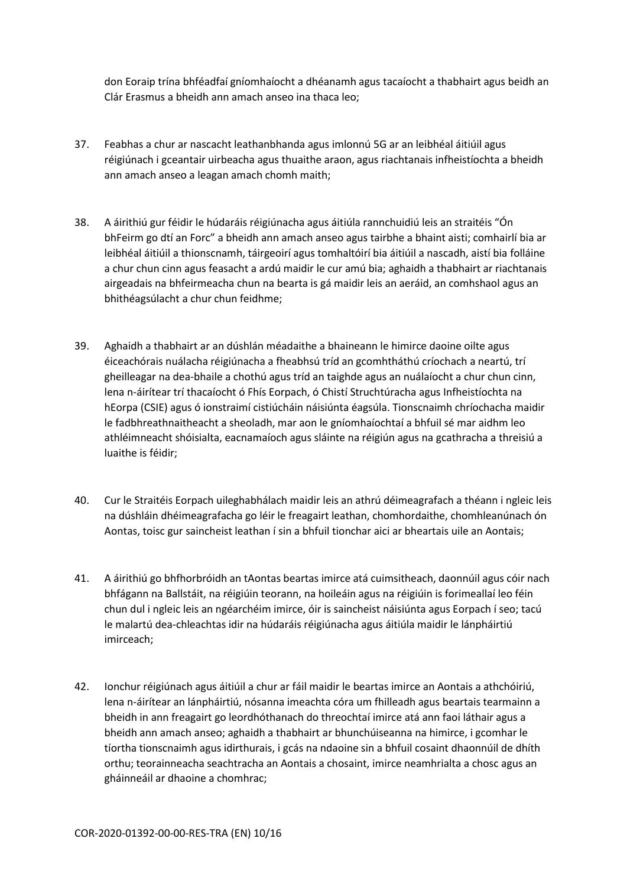don Eoraip trína bhféadfaí gníomhaíocht a dhéanamh agus tacaíocht a thabhairt agus beidh an Clár Erasmus a bheidh ann amach anseo ina thaca leo;

37. Feabhas a chur ar nascacht leathanbhanda agus imlonnú 5G ar an leibhéal áitiúil agus réigiúnach i gceantair uirbeacha agus thuaithe araon, agus riachtanais infheistíochta a bheidh ann amach anseo a leagan amach chomh maith;

38. A áirithiú gur féidir le húdaráis réigiúnacha agus áitiúla rannchuidiú leis an straitéis "Ón bhFeirm go dtí an Forc" a bheidh ann amach anseo agus tairbhe a bhaint aisti; comhairlí bia ar leibhéal áitiúil a thionscnamh, táirgeoirí agus tomhaltóirí bia áitiúil a nascadh, aistí bia folláine a chur chun cinn agus feasacht a ardú maidir le cur amú bia; aghaidh a thabhairt ar riachtanais airgeadais na bhfeirmeacha chun na bearta is gá maidir leis an aeráid, an comhshaol agus an bhithéagsúlacht a chur chun feidhme;

39. Aghaidh a thabhairt ar an dúshlán méadaithe a bhaineann le himirce daoine oilte agus éiceachórais nuálacha réigiúnacha a fheabhsú tríd an gcomhtháthú críochach a neartú, trí gheilleagar na dea-bhaile a chothú agus tríd an taighde agus an nuálaíocht a chur chun cinn, lena n-áirítear trí thacaíocht ó Fhís Eorpach, ó Chistí Struchtúracha agus Infheistíochta na hEorpa (CSIE) agus ó ionstraimí cistiúcháin náisiúnta éagsúla. Tionscnaimh chríochacha maidir le fadbhreathnaitheacht a sheoladh, mar aon le gníomhaíochtaí a bhfuil sé mar aidhm leo athléimneacht shóisialta, eacnamaíoch agus sláinte na réigiún agus na gcathracha a threisiú a luaithe is féidir;

40. Cur le Straitéis Eorpach uileghabhálach maidir leis an athrú déimeagrafach a théann i ngleic leis na dúshláin dhéimeagrafacha go léir le freagairt leathan, chomhordaithe, chomhleanúnach ón Aontas, toisc gur saincheist leathan í sin a bhfuil tionchar aici ar bheartais uile an Aontais;

41. A áirithiú go bhfhorbróidh an tAontas beartas imirce atá cuimsitheach, daonnúil agus cóir nach bhfágann na Ballstáit, na réigiúin teorann, na hoileáin agus na réigiúin is forimeallaí leo féin chun dul i ngleic leis an ngéarchéim imirce, óir is saincheist náisiúnta agus Eorpach í seo; tacú le malartú dea-chleachtas idir na húdaráis réigiúnacha agus áitiúla maidir le lánpháirtiú imirceach;

42. Ionchur réigiúnach agus áitiúil a chur ar fáil maidir le beartas imirce an Aontais a athchóiriú, lena n-áirítear an lánpháirtiú, nósanna imeachta córa um fhilleadh agus beartais tearmainn a bheidh in ann freagairt go leordhóthanach do threochtaí imirce atá ann faoi láthair agus a bheidh ann amach anseo; aghaidh a thabhairt ar bhunchúiseanna na himirce, i gcomhar le tíortha tionscnaimh agus idirthurais, i gcás na ndaoine sin a bhfuil cosaint dhaonnúil de dhíth orthu; teorainneacha seachtracha an Aontais a chosaint, imirce neamhrialta a chosc agus an gháinneáil ar dhaoine a chomhrac;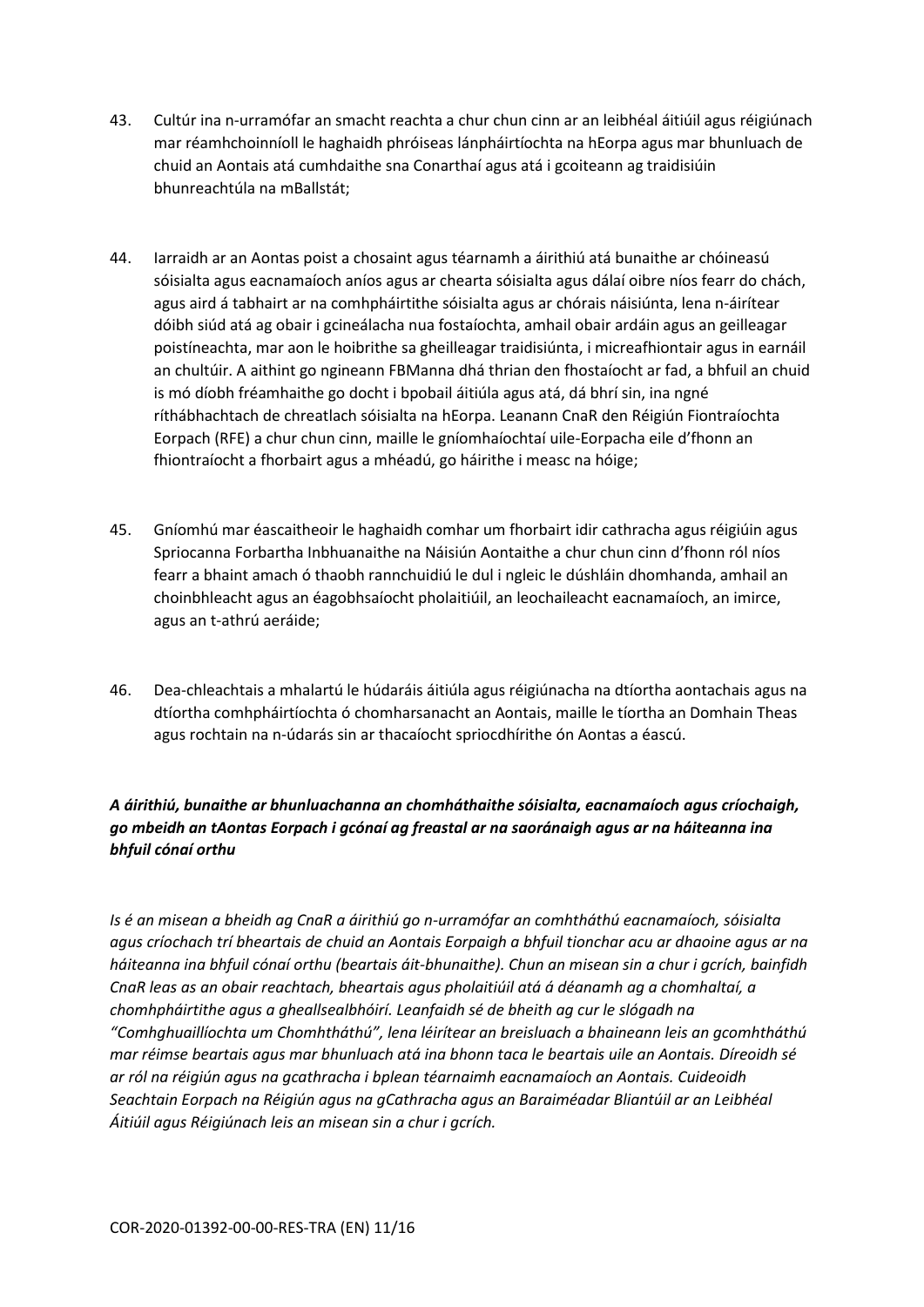43. Cultúr ina n-urramófar an smacht reachta a chur chun cinn ar an leibhéal áitiúil agus réigiúnach mar réamhchoinníoll le haghaidh phróiseas lánpháirtíochta na hEorpa agus mar bhunluach de chuid an Aontais atá cumhdaithe sna Conarthaí agus atá i gcoiteann ag traidisiúin bhunreachtúla na mBallstát;

44. Iarraidh ar an Aontas poist a chosaint agus téarnamh a áirithiú atá bunaithe ar chóineasú sóisialta agus eacnamaíoch aníos agus ar chearta sóisialta agus dálaí oibre níos fearr do chách, agus aird á tabhairt ar na comhpháirtithe sóisialta agus ar chórais náisiúnta, lena n-áirítear dóibh siúd atá ag obair i gcineálacha nua fostaíochta, amhail obair ardáin agus an geilleagar poistíneachta, mar aon le hoibrithe sa gheilleagar traidisiúnta, i micreafhiontair agus in earnáil an chultúir. A aithint go ngineann FBManna dhá thrian den fhostaíocht ar fad, a bhfuil an chuid is mó díobh fréamhaithe go docht i bpobail áitiúla agus atá, dá bhrí sin, ina ngné ríthábhachtach de chreatlach sóisialta na hEorpa. Leanann CnaR den Réigiún Fiontraíochta Eorpach (RFE) a chur chun cinn, maille le gníomhaíochtaí uile-Eorpacha eile d'fhonn an fhiontraíocht a fhorbairt agus a mhéadú, go háirithe i measc na hóige;

45. Gníomhú mar éascaitheoir le haghaidh comhar um fhorbairt idir cathracha agus réigiúin agus Spriocanna Forbartha Inbhuanaithe na Náisiún Aontaithe a chur chun cinn d'fhonn ról níos fearr a bhaint amach ó thaobh rannchuidiú le dul i ngleic le dúshláin dhomhanda, amhail an choinbhleacht agus an éagobhsaíocht pholaitiúil, an leochaileacht eacnamaíoch, an imirce, agus an t-athrú aeráide;

46. Dea-chleachtais a mhalartú le húdaráis áitiúla agus réigiúnacha na dtíortha aontachais agus na dtíortha comhpháirtíochta ó chomharsanacht an Aontais, maille le tíortha an Domhain Theas agus rochtain na n-údarás sin ar thacaíocht spriocdhírithe ón Aontas a éascú.

***A áirithiú, bunaithe ar bhunluachanna an chomhtháthaithe sóisialta, eacnamaíoch agus críochaigh, go mbeidh an tAontas Eorpach i gcónaí ag freastal ar na saoránaigh agus ar na háiteanna ina bhfuil cónaí orthu***

*Is é an misean a bheidh ag CnaR a áirithiú go n-urramófar an comhtháthú eacnamaíoch, sóisialta agus críochach trí bheartais de chuid an Aontais Eorpaigh a bhfuil tionchar acu ar dhaoine agus ar na háiteanna ina bhfuil cónaí orthu (beartais áit-bhunaithe). Chun an misean sin a chur i gcrích, bainfidh CnaR leas as an obair reachtach, bheartais agus pholaitiúil atá á déanamh ag a chomhaltaí, a chomhpháirtithe agus a gheallsealbhóirí. Leanfaidh sé de bheith ag cur le slógadh na "Comhghuaillíochta um Chomhtháthú", lena léirítear an breisluach a bhaineann leis an gcomhtháthú mar réimse beartais agus mar bhunluach atá ina bhonn taca le beartais uile an Aontais. Díreoidh sé ar ról na réigiún agus na gcathracha i bplean téarnaimh eacnamaíoch an Aontais. Cuideoidh Seachtain Eorpach na Réigiún agus na gCathracha agus an Baraiméadar Bliantúil ar an Leibhéal Áitiúil agus Réigiúnach leis an misean sin a chur i gcrích.*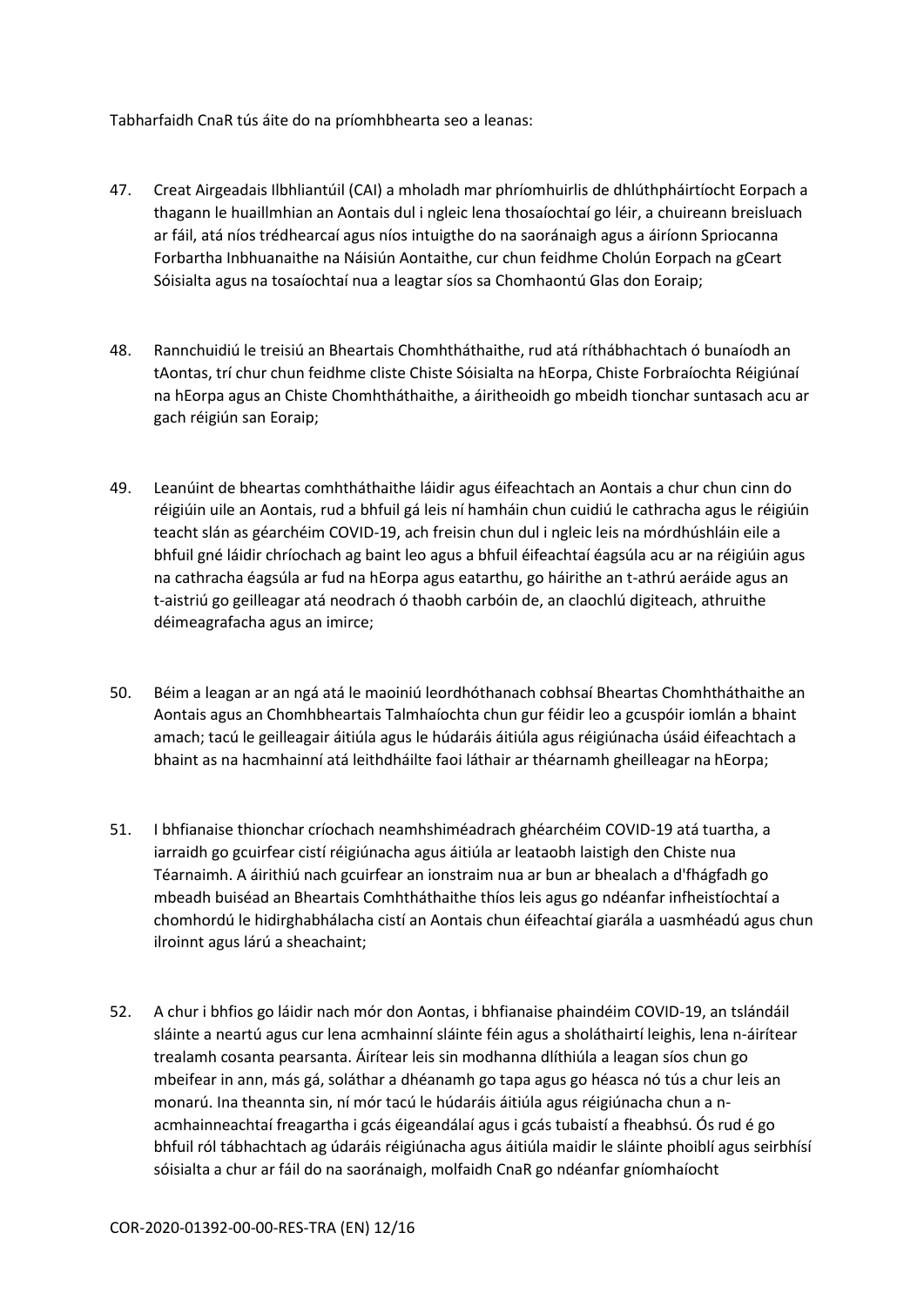Tabharfaidh CnaR tús áite do na príomhbhearta seo a leanas:

47. Creat Airgeadais Ilbhliantúil (CAI) a mholadh mar phríomhuirlis de dhlúthpháirtíocht Eorpach a thagann le huaillmhian an Aontais dul i ngleic lena thosaíochtaí go léir, a chuireann breisluach ar fáil, atá níos trédhearcaí agus níos intuigthe do na saoránaigh agus a áiríonn Spriocanna Forbartha Inbhuanaithe na Náisiún Aontaithe, cur chun feidhme Cholún Eorpach na gCeart Sóisialta agus na tosaíochtaí nua a leagtar síos sa Chomhaontú Glas don Eoraip;

48. Rannchuidiú le treisiú an Bheartais Chomhtháthaithe, rud atá ríthábhachtach ó bunaíodh an tAontas, trí chur chun feidhme cliste Chiste Sóisialta na hEorpa, Chiste Forbraíochta Réigiúnaí na hEorpa agus an Chiste Chomhtháthaithe, a áiritheoidh go mbeidh tionchar suntasach acu ar gach réigiún san Eoraip;

49. Leanúint de bheartas comhtháthaithe láidir agus éifeachtach an Aontais a chur chun cinn do réigiúin uile an Aontais, rud a bhfuil gá leis ní hamháin chun cuidiú le cathracha agus le réigiúin teacht slán as géarchéim COVID-19, ach freisin chun dul i ngleic leis na mórdhúshláin eile a bhfuil gné láidir chríochach ag baint leo agus a bhfuil éifeachtaí éagsúla acu ar na réigiúin agus na cathracha éagsúla ar fud na hEorpa agus eatarthu, go háirithe an t-athrú aeráide agus an t-aistriú go geilleagar atá neodrach ó thaobh carbóin de, an claochlú digiteach, athruithe déimeagrafacha agus an imirce;

50. Béim a leagan ar an ngá atá le maoiniú leordhóthanach cobhsaí Bheartas Chomhtháthaithe an Aontais agus an Chomhbheartais Talmhaíochta chun gur féidir leo a gcuspóir iomlán a bhaint amach; tacú le geilleagair áitiúla agus le húdaráis áitiúla agus réigiúnacha úsáid éifeachtach a bhaint as na hacmhainní atá leithdháilte faoi láthair ar théarnamh gheilleagar na hEorpa;

51. I bhfianaise thionchar críochach neamhshiméadrach ghéarchéim COVID-19 atá tuartha, a iarraidh go gcuirfear cistí réigiúnacha agus áitiúla ar leataobh laistigh den Chiste nua Téarnaimh. A áirithiú nach gcuirfear an ionstraim nua ar bun ar bhealach a d'fhágfadh go mbeadh buiséad an Bheartais Comhtháthaithe thíos leis agus go ndéanfar infheistíochtaí a chomhordú le hidirghabhálacha cistí an Aontais chun éifeachtaí giarála a uasmhéadú agus chun ilroinnt agus lárú a sheachaint;

52. A chur i bhfios go láidir nach mór don Aontas, i bhfianaise phaindéim COVID-19, an tslándáil sláinte a neartú agus cur lena acmhainní sláinte féin agus a sholáthairtí leighis, lena n-áirítear trealamh cosanta pearsanta. Áirítear leis sin modhanna dlíthiúla a leagan síos chun go mbeifear in ann, más gá, soláthar a dhéanamh go tapa agus go héasca nó tús a chur leis an monarú. Ina theannta sin, ní mór tacú le húdaráis áitiúla agus réigiúnacha chun a n-acmhainneachtaí freagartha i gcás éigeandálaí agus i gcás tubaistí a fheabhsú. Ós rud é go bhfuil ról tábhachtach ag údaráis réigiúnacha agus áitiúla maidir le sláinte phoiblí agus seirbhísí sóisialta a chur ar fáil do na saoránaigh, molfaidh CnaR go ndéanfar gníomhaíocht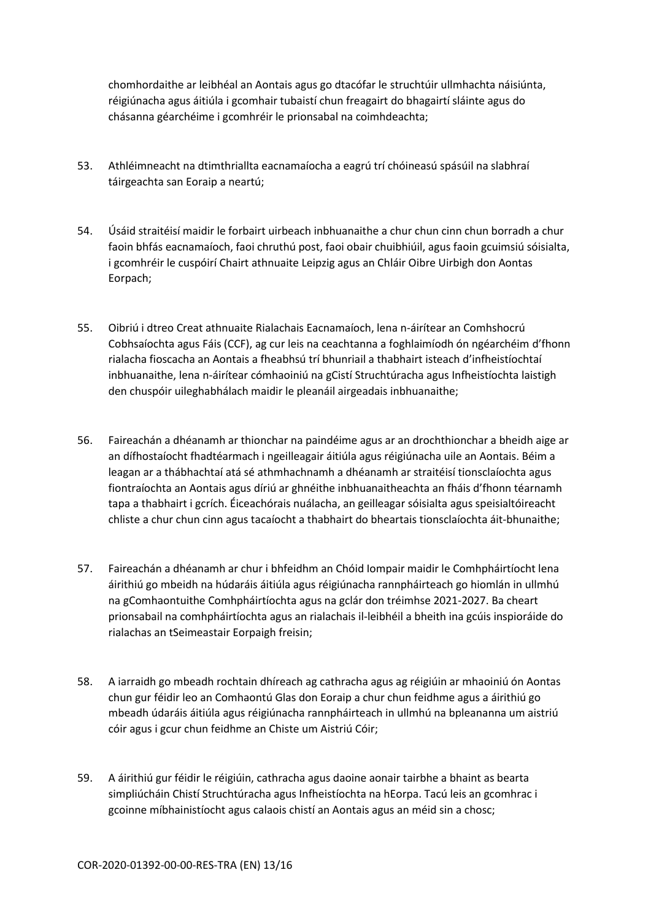chomhordaithe ar leibhéal an Aontais agus go dtacófar le struchtúir ullmhachta náisiúnta, réigiúnacha agus áitiúla i gcomhair tubaistí chun freagairt do bhagairtí sláinte agus do chásanna géarchéime i gcomhréir le prionsabal na coimhdeachta;

53. Athléimneacht na dtimthriallta eacnamaíocha a eagrú trí chóineasú spásúil na slabhraí táirgeachta san Eoraip a neartú;

54. Úsáid straitéisí maidir le forbairt uirbeach inbhuanaithe a chur chun cinn chun borradh a chur faoin bhfás eacnamaíoch, faoi chruthú post, faoi obair chuibhiúil, agus faoin gcuimsiú sóisialta, i gcomhréir le cuspóirí Chairt athnuaite Leipzig agus an Chláir Oibre Uirbigh don Aontas Eorpach;

55. Oibriú i dtreo Creat athnuaite Rialachais Eacnamaíoch, lena n-áirítear an Comhshocrú Cobhsaíochta agus Fáis (CCF), ag cur leis na ceachtanna a foghlaimíodh ón ngéarchéim d'fhonn rialacha fioscacha an Aontais a fheabhsú trí bhunriail a thabhairt isteach d'infheistíochtaí inbhuanaithe, lena n-áirítear cómhaoiniú na gCistí Struchtúracha agus Infheistíochta laistigh den chuspóir uileghabhálach maidir le pleanáil airgeadais inbhuanaithe;

56. Faireachán a dhéanamh ar thionchar na paindéime agus ar an drochthionchar a bheidh aige ar an dífhostaíocht fhadtéarmach i ngeilleagair áitiúla agus réigiúnacha uile an Aontais. Béim a leagan ar a thábhachtaí atá sé athmhachnamh a dhéanamh ar straitéisí tionsclaíochta agus fiontraíochta an Aontais agus díriú ar ghnéithe inbhuanaitheachta an fháis d'fhonn téarnamh tapa a thabhairt i gcrích. Éiceachórais nuálacha, an geilleagar sóisialta agus speisialtóireacht chliste a chur chun cinn agus tacaíocht a thabhairt do bheartais tionsclaíochta áit-bhunaithe;

57. Faireachán a dhéanamh ar chur i bhfeidhm an Chóid Iompair maidir le Comhpháirtíocht lena áirithiú go mbeidh na húdaráis áitiúla agus réigiúnacha rannpháirteach go hiomlán in ullmhú na gComhaontuithe Comhpháirtíochta agus na gclár don tréimhse 2021-2027. Ba cheart prionsabail na comhpháirtíochta agus an rialachais il-leibhéil a bheith ina gcúis inspioráide do rialachas an tSeimeastair Eorpaigh freisin;

58. A iarraidh go mbeadh rochtain dhíreach ag cathracha agus ag réigiúin ar mhaoiniú ón Aontas chun gur féidir leo an Comhaontú Glas don Eoraip a chur chun feidhme agus a áirithiú go mbeadh údaráis áitiúla agus réigiúnacha rannpháirteach in ullmhú na bpleananna um aistriú cóir agus i gcur chun feidhme an Chiste um Aistriú Cóir;

59. A áirithiú gur féidir le réigiúin, cathracha agus daoine aonair tairbhe a bhaint as bearta simpliúcháin Chistí Struchtúracha agus Infheistíochta na hEorpa. Tacú leis an gcomhrac i gcoinne míbhainistíocht agus calaois chistí an Aontais agus an méid sin a chosc;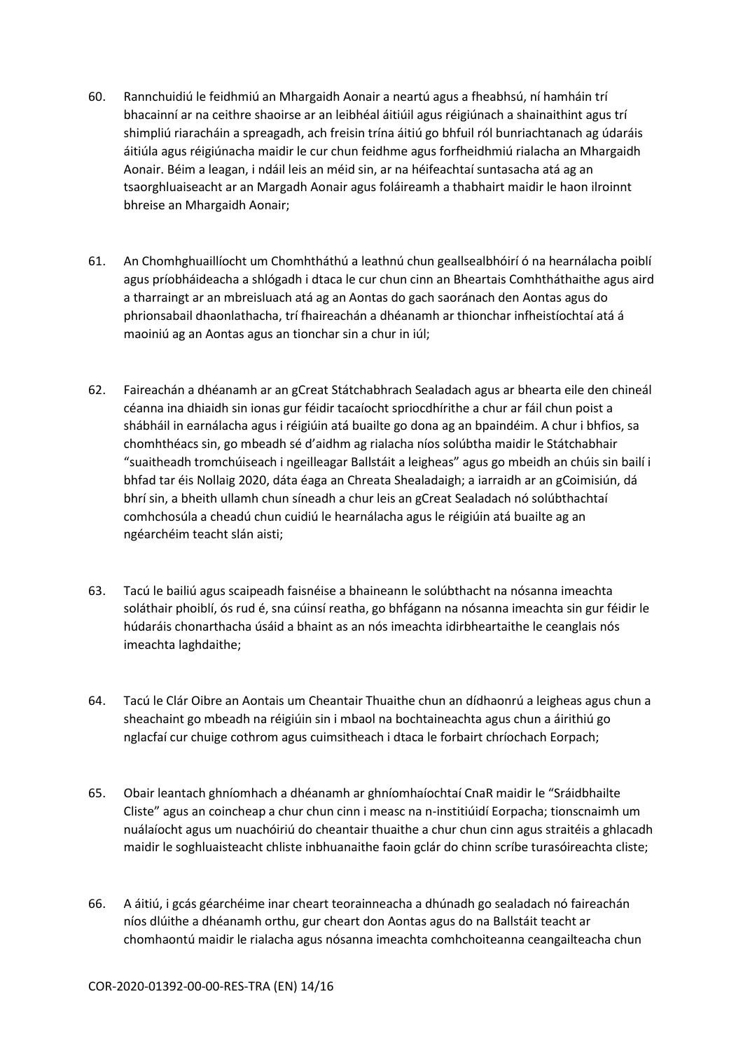60. Rannchuidiú le feidhmiú an Mhargaidh Aonair a neartú agus a fheabhsú, ní hamháin trí bhacainní ar na ceithre shaoirse ar an leibhéal áitiúil agus réigiúnach a shainaithint agus trí shimpliú riaracháin a spreagadh, ach freisin trína áitiú go bhfuil ról bunriachtanach ag údaráis áitiúla agus réigiúnacha maidir le cur chun feidhme agus forfheidhmiú rialacha an Mhargaidh Aonair. Béim a leagan, i ndáil leis an méid sin, ar na héifeachtaí suntasacha atá ag an tsaorghluaiseacht ar an Margadh Aonair agus foláireamh a thabhairt maidir le haon ilroinnt bhreise an Mhargaidh Aonair;

61. An Chomhghuaillíocht um Chomhtháthú a leathnú chun geallsealbhóirí ó na hearnálacha poiblí agus príobháideacha a shlógadh i dtaca le cur chun cinn an Bheartais Comhtháthaithe agus aird a tharraingt ar an mbreisluach atá ag an Aontas do gach saoránach den Aontas agus do phrionsabail dhaonlathacha, trí fhaireachán a dhéanamh ar thionchar infheistíochtaí atá á maoiniú ag an Aontas agus an tionchar sin a chur in iúl;

62. Faireachán a dhéanamh ar an gCreat Státchabhrach Sealadach agus ar bhearta eile den chineál céanna ina dhiaidh sin ionas gur féidir tacaíocht spriocdhírithe a chur ar fáil chun poist a shábháil in earnálacha agus i réigiúin atá buailte go dona ag an bpaindéim. A chur i bhfios, sa chomhthéacs sin, go mbeadh sé d'aidhm ag rialacha níos solúbtha maidir le Státchabhair "suaitheadh tromchúiseach i ngeilleagar Ballstáit a leigheas" agus go mbeidh an chúis sin bailí i bhfad tar éis Nollaig 2020, dáta éaga an Chreata Shealadaigh; a iarraidh ar an gCoimisiún, dá bhrí sin, a bheith ullamh chun síneadh a chur leis an gCreat Sealadach nó solúbthachtaí comhchosúla a cheadú chun cuidiú le hearnálacha agus le réigiúin atá buailte ag an ngéarchéim teacht slán aisti;

63. Tacú le bailiú agus scaipeadh faisnéise a bhaineann le solúbthacht na nósanna imeachta soláthair phoiblí, ós rud é, sna cúinsí reatha, go bhfágann na nósanna imeachta sin gur féidir le húdaráis chonarthacha úsáid a bhaint as an nós imeachta idirbheartaithe le ceanglais nós imeachta laghdaithe;

64. Tacú le Clár Oibre an Aontais um Cheantair Thuaithe chun an dídhaonrú a leigheas agus chun a sheachaint go mbeadh na réigiúin sin i mbaol na bochtaineachta agus chun a áirithiú go nglacfaí cur chuige cothrom agus cuimsitheach i dtaca le forbairt chríochach Eorpach;

65. Obair leantach ghníomhach a dhéanamh ar ghníomhaíochtaí CnaR maidir le "Sráidbhailte Cliste" agus an coincheap a chur chun cinn i measc na n-institiúidí Eorpacha; tionscnaimh um nuálaíocht agus um nuachóiriú do cheantair thuaithe a chur chun cinn agus straitéis a ghlacadh maidir le soghluaisteacht chliste inbhuanaithe faoin gclár do chinn scríbe turasóireachta cliste;

66. A áitiú, i gcás géarchéime inar cheart teorainneacha a dhúnadh go sealadach nó faireachán níos dlúithe a dhéanamh orthu, gur cheart don Aontas agus do na Ballstáit teacht ar chomhaontú maidir le rialacha agus nósanna imeachta comhchoiteanna ceangailteacha chun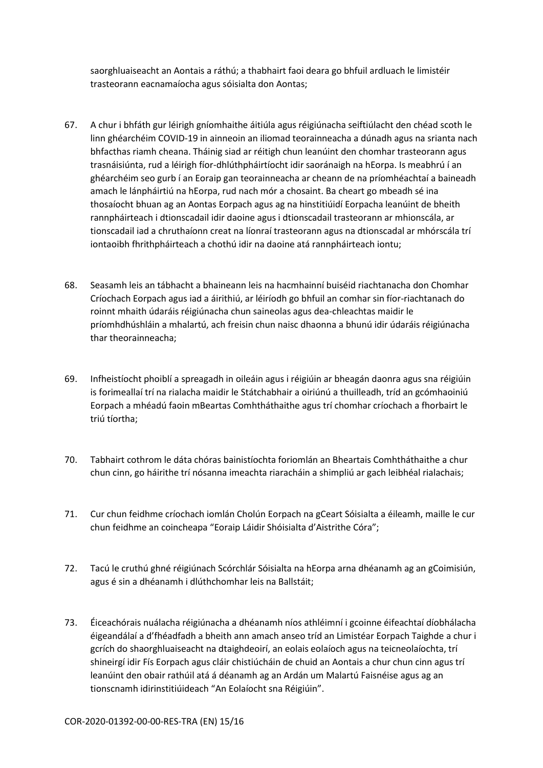saorghluaiseacht an Aontais a ráthú; a thabhairt faoi deara go bhfuil ardluach le limistéir trasteorann eacnamaíocha agus sóisialta don Aontas;

67. A chur i bhfáth gur léirigh gníomhaithe áitiúla agus réigiúnacha seiftiúlacht den chéad scoth le linn ghéarchéim COVID-19 in ainneoin an iliomad teorainneacha a dúnadh agus na srianta nach bhfacthas riamh cheana. Tháinig siad ar réitigh chun leanúint den chomhar trasteorann agus trasnáisiúnta, rud a léirigh fíor-dhlúthpháirtíocht idir saoránaigh na hEorpa. Is meabhrú í an ghéarchéim seo gurb í an Eoraip gan teorainneacha ar cheann de na príomhéachtaí a baineadh amach le lánpháirtiú na hEorpa, rud nach mór a chosaint. Ba cheart go mbeadh sé ina thosaíocht bhuan ag an Aontas Eorpach agus ag na hinstitiúidí Eorpacha leanúint de bheith rannpháirteach i dtionscadail idir daoine agus i dtionscadail trasteorann ar mhionscála, ar tionscadail iad a chruthaíonn creat na líonraí trasteorann agus na dtionscadal ar mhórscála trí iontaoibh fhrithpháirteach a chothú idir na daoine atá rannpháirteach iontu;

68. Seasamh leis an tábhacht a bhaineann leis na hacmhainní buiséid riachtanacha don Chomhar Críochach Eorpach agus iad a áirithiú, ar léiríodh go bhfuil an comhar sin fíor-riachtanach do roinnt mhaith údaráis réigiúnacha chun saineolas agus dea-chleachtas maidir le príomhdhúshláin a mhalartú, ach freisin chun naisc dhaonna a bhunú idir údaráis réigiúnacha thar theorainneacha;

69. Infheistíocht phoiblí a spreagadh in oileáin agus i réigiúin ar bheagán daonra agus sna réigiúin is forimeallaí trí na rialacha maidir le Státchabhair a oiriúnú a thuilleadh, tríd an gcómhaoiniú Eorpach a mhéadú faoin mBeartas Comhtháthaithe agus trí chomhar críochach a fhorbairt le triú tíortha;

70. Tabhairt cothrom le dáta chóras bainistíochta foriomlán an Bheartais Comhtháthaithe a chur chun cinn, go háirithe trí nósanna imeachta riaracháin a shimpliú ar gach leibhéal rialachais;

71. Cur chun feidhme críochach iomlán Cholún Eorpach na gCeart Sóisialta a éileamh, maille le cur chun feidhme an coincheapa "Eoraip Láidir Shóisialta d'Aistrithe Córa";

72. Tacú le cruthú ghné réigiúnach Scórchlár Sóisialta na hEorpa arna dhéanamh ag an gCoimisiún, agus é sin a dhéanamh i dlúthchomhar leis na Ballstáit;

73. Éiceachórais nuálacha réigiúnacha a dhéanamh níos athléimní i gcoinne éifeachtaí díobhálacha éigeandálaí a d'fhéadfadh a bheith ann amach anseo tríd an Limistéar Eorpach Taighde a chur i gcrích do shaorghluaiseacht na dtaighdeoirí, an eolais eolaíoch agus na teicneolaíochta, trí shineirgí idir Fís Eorpach agus cláir chistiúcháin de chuid an Aontais a chur chun cinn agus trí leanúint den obair rathúil atá á déanamh ag an Ardán um Malartú Faisnéise agus ag an tionscnamh idirinstitiúideach "An Eolaíocht sna Réigiúin".

COR-2020-01392-00-00-RES-TRA (EN) 15/16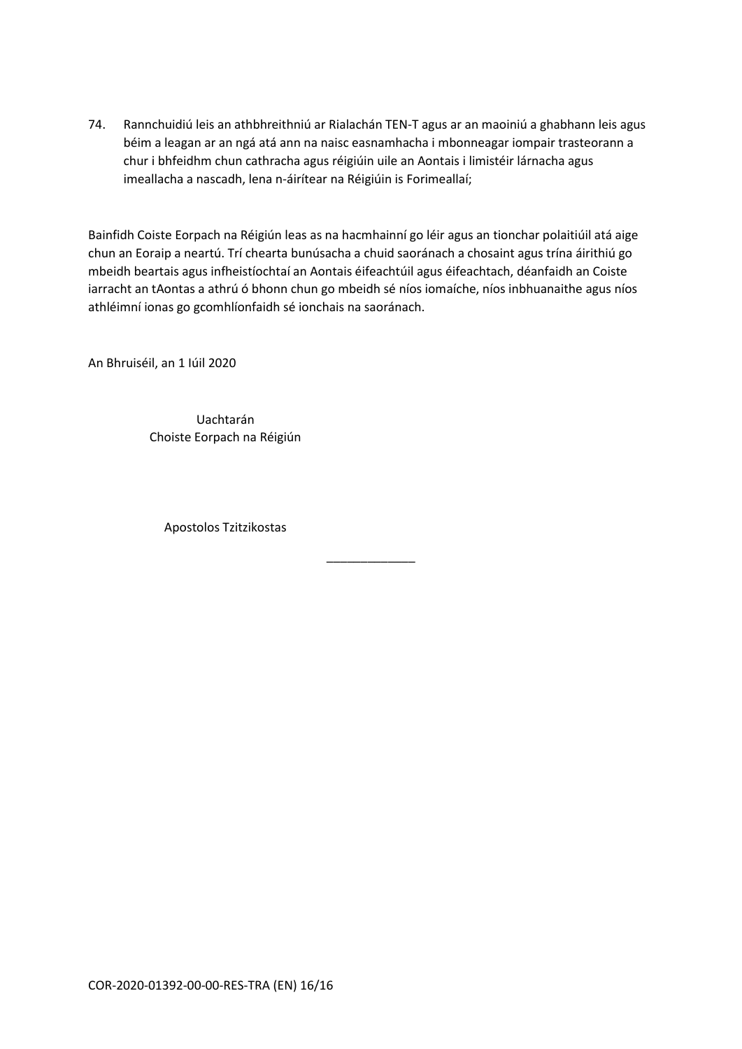74. Rannchuidiú leis an athbhreithniú ar Rialachán TEN-T agus ar an maoiniú a ghabhann leis agus béim a leagan ar an ngá atá ann na naisc easnamhacha i mbonneagar iompair trasteorann a chur i bhfeidhm chun cathracha agus réigiúin uile an Aontais i limistéir lárnacha agus imeallacha a nascadh, lena n-áirítear na Réigiúin is Forimeallaí;

Bainfidh Coiste Eorpach na Réigiún leas as na hacmhainní go léir agus an tionchar polaitiúil atá aige chun an Eoraip a neartú. Trí chearta bunúsacha a chuid saoránach a chosaint agus trína áirithiú go mbeidh beartais agus infheistíochtaí an Aontais éifeachtúil agus éifeachtach, déanfaidh an Coiste iarracht an tAontas a athrú ó bhonn chun go mbeidh sé níos iomaíche, níos inbhuanaithe agus níos athléimní ionas go gcomhlíonfaidh sé ionchais na saoránach.

An Bhruiséil, an 1 Iúil 2020

Uachtarán
Choiste Eorpach na Réigiún

Apostolos Tzitzikostas

_____________